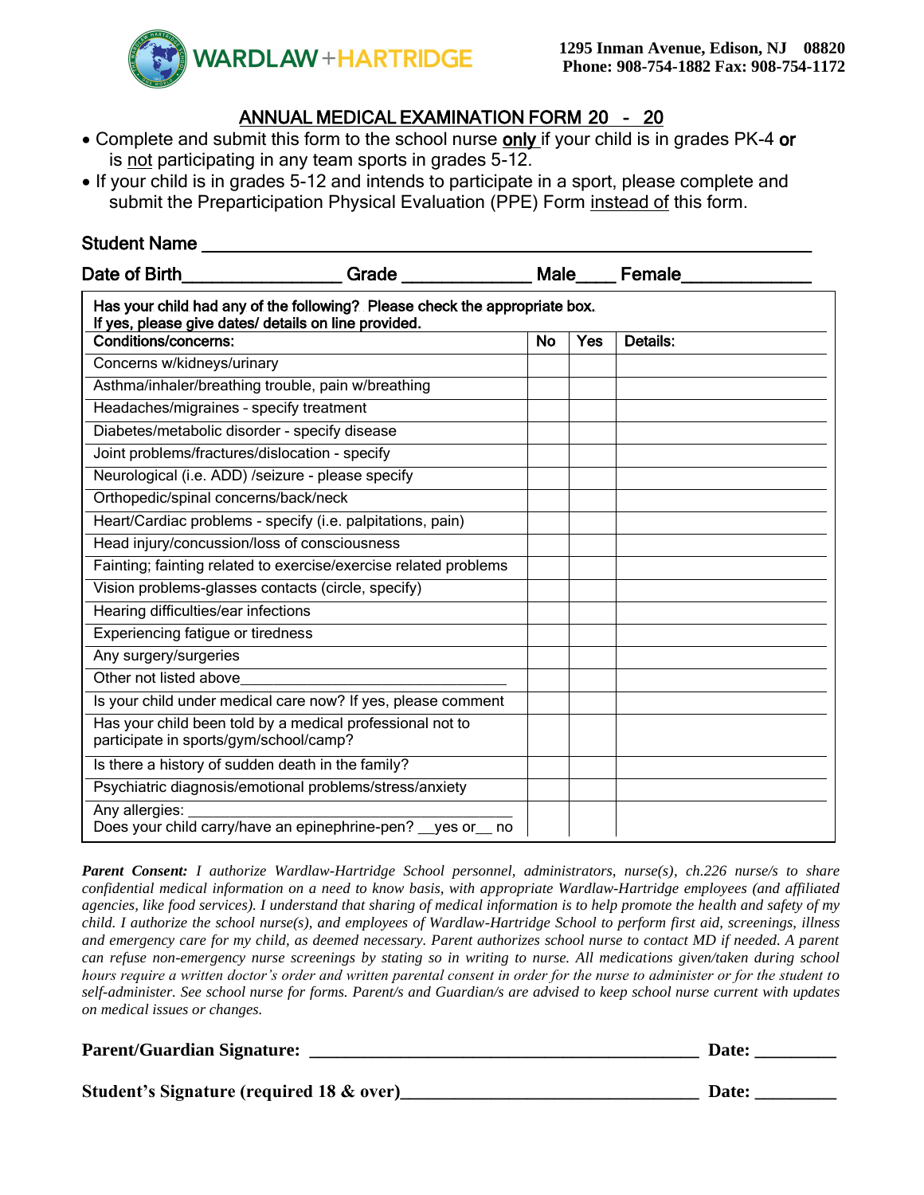**WARDLAW + HARTRIDGE**

**1295 Inman Avenue, Edison, NJ 08820**
**Phone: 908-754-1882 Fax: 908-754-1172**

# ANNUAL MEDICAL EXAMINATION FORM 20 - 20

- Complete and submit this form to the school nurse **only** if your child is in grades PK-4 **or** is not participating in any team sports in grades 5-12.
- If your child is in grades 5-12 and intends to participate in a sport, please complete and submit the Preparticipation Physical Evaluation (PPE) Form instead of this form.

**Student Name** ___________________________________________________________

**Date of Birth**_________________ **Grade** _____________ **Male**____ **Female**_____________

**Has your child had any of the following? Please check the appropriate box.**
**If yes, please give dates/ details on line provided.**

| Conditions/concerns: | No | Yes | Details: |
|---|---|---|---|
| Concerns w/kidneys/urinary | | | |
| Asthma/inhaler/breathing trouble, pain w/breathing | | | |
| Headaches/migraines - specify treatment | | | |
| Diabetes/metabolic disorder - specify disease | | | |
| Joint problems/fractures/dislocation - specify | | | |
| Neurological (i.e. ADD) /seizure - please specify | | | |
| Orthopedic/spinal concerns/back/neck | | | |
| Heart/Cardiac problems - specify (i.e. palpitations, pain) | | | |
| Head injury/concussion/loss of consciousness | | | |
| Fainting; fainting related to exercise/exercise related problems | | | |
| Vision problems-glasses contacts (circle, specify) | | | |
| Hearing difficulties/ear infections | | | |
| Experiencing fatigue or tiredness | | | |
| Any surgery/surgeries | | | |
| Other not listed above________________________________ | | | |
| Is your child under medical care now? If yes, please comment | | | |
| Has your child been told by a medical professional not to participate in sports/gym/school/camp? | | | |
| Is there a history of sudden death in the family? | | | |
| Psychiatric diagnosis/emotional problems/stress/anxiety | | | |
| Any allergies: ________________________________ Does your child carry/have an epinephrine-pen? __yes or__ no | | | |

***Parent Consent:*** *I authorize Wardlaw-Hartridge School personnel, administrators, nurse(s), ch.226 nurse/s to share confidential medical information on a need to know basis, with appropriate Wardlaw-Hartridge employees (and affiliated agencies, like food services). I understand that sharing of medical information is to help promote the health and safety of my child. I authorize the school nurse(s), and employees of Wardlaw-Hartridge School to perform first aid, screenings, illness and emergency care for my child, as deemed necessary. Parent authorizes school nurse to contact MD if needed. A parent can refuse non-emergency nurse screenings by stating so in writing to nurse. All medications given/taken during school hours require a written doctor's order and written parental consent in order for the nurse to administer or for the student to self-administer. See school nurse for forms. Parent/s and Guardian/s are advised to keep school nurse current with updates on medical issues or changes.*

**Parent/Guardian Signature:** ___________________________________________ **Date:** _________

**Student's Signature (required 18 & over)**________________________________ **Date:** _________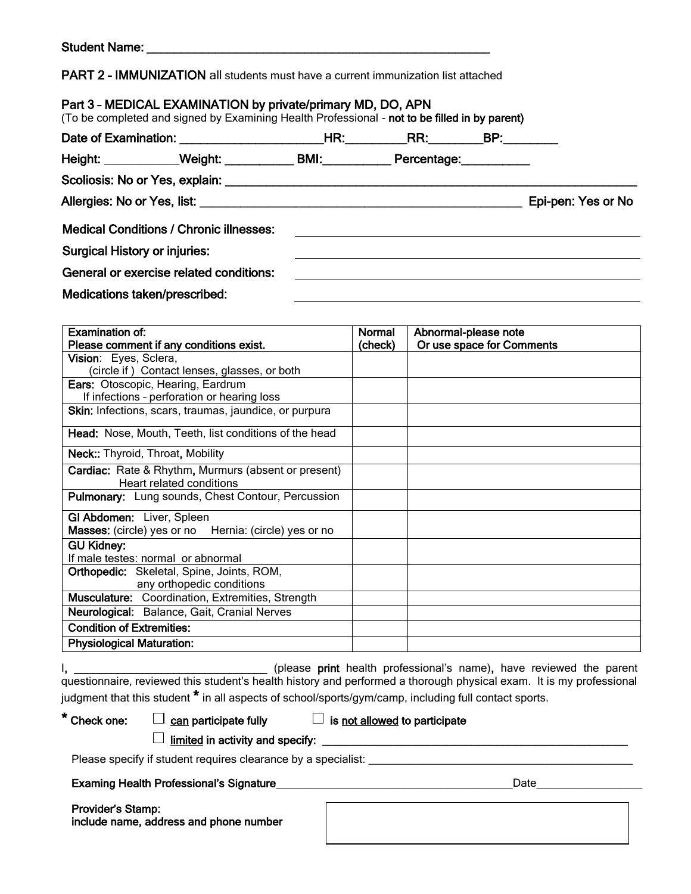Student Name: ___________________________________________________

**PART 2 – IMMUNIZATION** all students must have a current immunization list attached

**Part 3 – MEDICAL EXAMINATION by private/primary MD, DO, APN**
(To be completed and signed by Examining Health Professional - **not to be filled in by parent)**

Date of Examination: ____________________HR:________RR:_______BP:_______

Height: __________Weight: _________ BMI:_________ Percentage:_________

Scoliosis: No or Yes, explain: ___________________________________________________

Allergies: No or Yes, list: ___________________________________________ Epi-pen: Yes or No

Medical Conditions / Chronic illnesses: ______________________________

Surgical History or injuries: ______________________________

General or exercise related conditions: ______________________________

Medications taken/prescribed: ______________________________

| Examination of: Please comment if any conditions exist. | Normal (check) | Abnormal-please note Or use space for Comments |
|---|---|---|
| **Vision**: Eyes, Sclera, (circle if ) Contact lenses, glasses, or both | | |
| **Ears**: Otoscopic, Hearing, Eardrum If infections – perforation or hearing loss | | |
| **Skin**: Infections, scars, traumas, jaundice, or purpura | | |
| **Head**: Nose, Mouth, Teeth, list conditions of the head | | |
| **Neck:**: Thyroid, Throat, Mobility | | |
| **Cardiac**: Rate & Rhythm, Murmurs (absent or present) Heart related conditions | | |
| **Pulmonary**: Lung sounds, Chest Contour, Percussion | | |
| **GI Abdomen**: Liver, Spleen **Masses:** (circle) yes or no Hernia: (circle) yes or no | | |
| **GU Kidney:** If male testes: normal or abnormal | | |
| **Orthopedic:** Skeletal, Spine, Joints, ROM, any orthopedic conditions | | |
| **Musculature:** Coordination, Extremities, Strength | | |
| **Neurological:** Balance, Gait, Cranial Nerves | | |
| **Condition of Extremities:** | | |
| **Physiological Maturation:** | | |

I, ____________________________ (please **print** health professional's name), have reviewed the parent questionnaire, reviewed this student's health history and performed a thorough physical exam. It is my professional judgment that this student * in all aspects of school/sports/gym/camp, including full contact sports.

**\* Check one:** ☐ **can participate fully** ☐ **is not allowed to participate**

☐ **limited in activity and specify:** ______________________________________________

Please specify if student requires clearance by a specialist: ________________________________________

**Examing Health Professional's Signature**____________________________________Date________________

**Provider's Stamp:**
**include name, address and phone number**